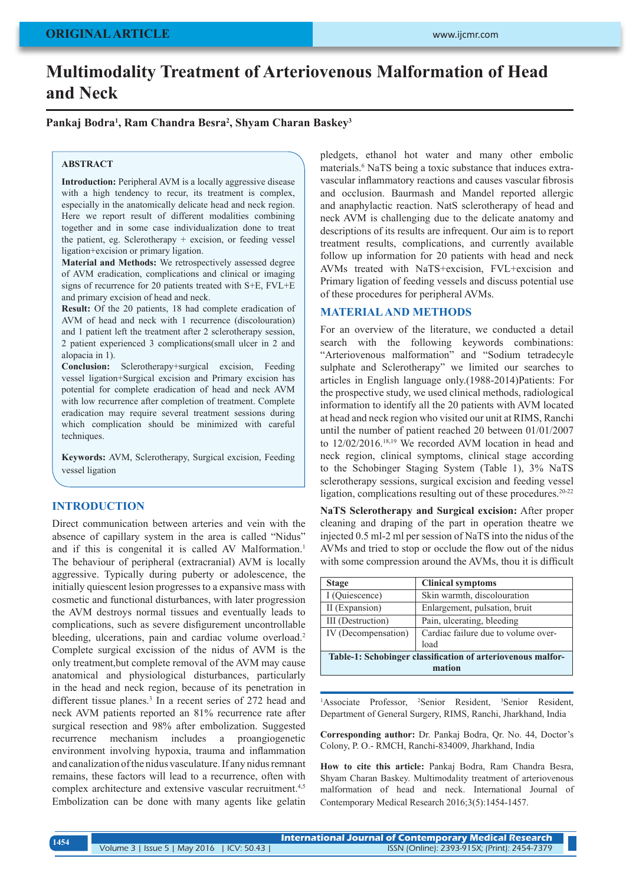ORIGINAL ARTICLE

# Multimodality Treatment of Arteriovenous Malformation of Head and Neck

**Pankaj Bodra[1], Ram Chandra Besra[2], Shyam Charan Baskey[3]**

## ABSTRACT

**Introduction:** Peripheral AVM is a locally aggressive disease with a high tendency to recur, its treatment is complex, especially in the anatomically delicate head and neck region. Here we report result of different modalities combining together and in some case individualization done to treat the patient, eg. Sclerotherapy + excision, or feeding vessel ligation+excision or primary ligation.

**Material and Methods:** We retrospectively assessed degree of AVM eradication, complications and clinical or imaging signs of recurrence for 20 patients treated with S+E, FVL+E and primary excision of head and neck.

**Result:** Of the 20 patients, 18 had complete eradication of AVM of head and neck with 1 recurrence (discolouration) and 1 patient left the treatment after 2 sclerotherapy session, 2 patient experienced 3 complications(small ulcer in 2 and alopacia in 1).

**Conclusion:** Sclerotherapy+surgical excision, Feeding vessel ligation+Surgical excision and Primary excision has potential for complete eradication of head and neck AVM with low recurrence after completion of treatment. Complete eradication may require several treatment sessions during which complication should be minimized with careful techniques.

**Keywords:** AVM, Sclerotherapy, Surgical excision, Feeding vessel ligation

## INTRODUCTION

Direct communication between arteries and vein with the absence of capillary system in the area is called "Nidus" and if this is congenital it is called AV Malformation.[1] The behaviour of peripheral (extracranial) AVM is locally aggressive. Typically during puberty or adolescence, the initially quiescent lesion progresses to a expansive mass with cosmetic and functional disturbances, with later progression the AVM destroys normal tissues and eventually leads to complications, such as severe disfigurement uncontrollable bleeding, ulcerations, pain and cardiac volume overload.[2] Complete surgical excission of the nidus of AVM is the only treatment,but complete removal of the AVM may cause anatomical and physiological disturbances, particularly in the head and neck region, because of its penetration in different tissue planes.[3] In a recent series of 272 head and neck AVM patients reported an 81% recurrence rate after surgical resection and 98% after embolization. Suggested recurrence mechanism includes a proangiogenetic environment involving hypoxia, trauma and inflammation and canalization of the nidus vasculature. If any nidus remnant remains, these factors will still lead to a recurrence, often with complex architecture and extensive vascular recruitment.[4,5] Embolization can be done with many agents like gelatin pledgets, ethanol hot water and many other embolic materials.[6] NaTS being a toxic substance that induces extra-vascular inflammatory reactions and causes vascular fibrosis and occlusion. Baurmash and Mandel reported allergic and anaphylactic reaction. NatS sclerotherapy of head and neck AVM is challenging due to the delicate anatomy and descriptions of its results are infrequent. Our aim is to report treatment results, complications, and currently available follow up information for 20 patients with head and neck AVMs treated with NaTS+excision, FVL+excision and Primary ligation of feeding vessels and discuss potential use of these procedures for peripheral AVMs.

## MATERIAL AND METHODS

For an overview of the literature, we conducted a detail search with the following keywords combinations: "Arteriovenous malformation" and "Sodium tetradecyle sulphate and Sclerotherapy" we limited our searches to articles in English language only.(1988-2014)Patients: For the prospective study, we used clinical methods, radiological information to identify all the 20 patients with AVM located at head and neck region who visited our unit at RIMS, Ranchi until the number of patient reached 20 between 01/01/2007 to 12/02/2016.[18,19] We recorded AVM location in head and neck region, clinical symptoms, clinical stage according to the Schobinger Staging System (Table 1), 3% NaTS sclerotherapy sessions, surgical excision and feeding vessel ligation, complications resulting out of these procedures.[20-22]

**NaTS Sclerotherapy and Surgical excision:** After proper cleaning and draping of the part in operation theatre we injected 0.5 ml-2 ml per session of NaTS into the nidus of the AVMs and tried to stop or occlude the flow out of the nidus with some compression around the AVMs, thou it is difficult

| Stage | Clinical symptoms |
|---|---|
| I (Quiescence) | Skin warmth, discolouration |
| II (Expansion) | Enlargement, pulsation, bruit |
| III (Destruction) | Pain, ulcerating, bleeding |
| IV (Decompensation) | Cardiac failure due to volume over-load |

**Table-1: Schobinger classification of arteriovenous malformation**

[1]Associate Professor, [2]Senior Resident, [3]Senior Resident, Department of General Surgery, RIMS, Ranchi, Jharkhand, India

**Corresponding author:** Dr. Pankaj Bodra, Qr. No. 44, Doctor's Colony, P. O.- RMCH, Ranchi-834009, Jharkhand, India

**How to cite this article:** Pankaj Bodra, Ram Chandra Besra, Shyam Charan Baskey. Multimodality treatment of arteriovenous malformation of head and neck. International Journal of Contemporary Medical Research 2016;3(5):1454-1457.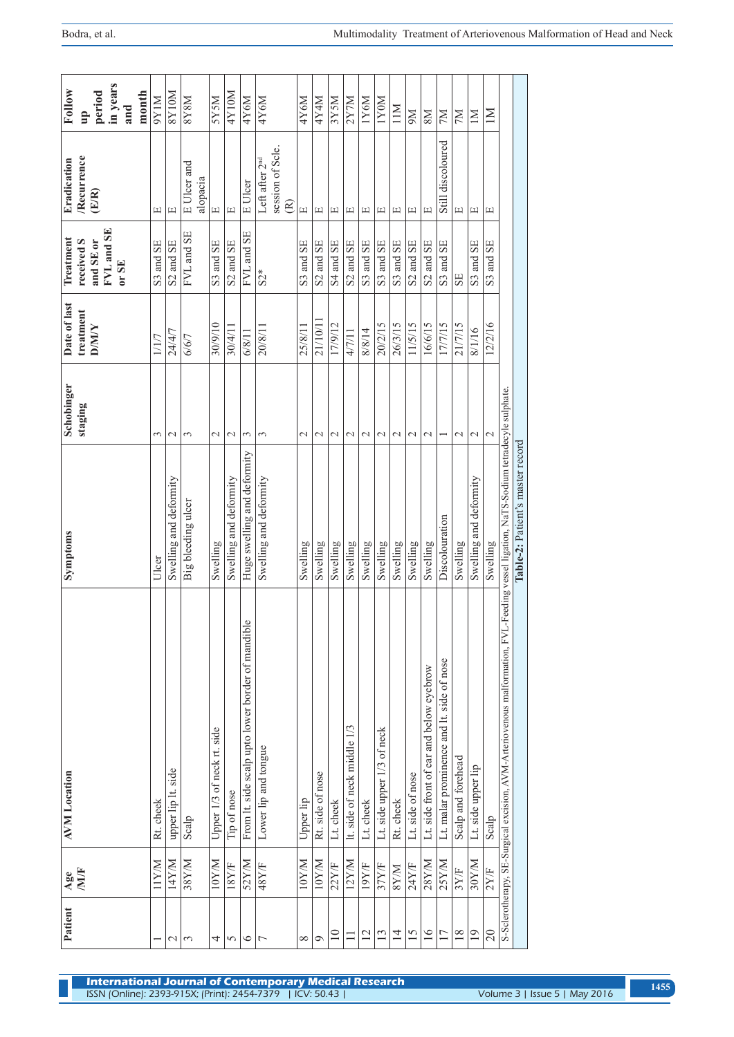| Patient | Age M/F | AVM Location | Symptoms | Schobinger staging | Date of last treatment D/M/Y | Treatment received S and SE or FVL and SE or SE | Eradication /Recurrence (E/R) | Follow up period in years and month |
|---|---|---|---|---|---|---|---|---|
| 1 | 11Y/M | Rt. cheek | Ulcer | 3 | 1/1/7 | S3 and SE | E | 9Y1M |
| 2 | 14Y/M | upper lip lt. side | Swelling and deformity | 2 | 24/4/7 | S2 and SE | E | 8Y10M |
| 3 | 38Y/M | Scalp | Big bleeding ulcer | 3 | 6/6/7 | FVL and SE | E Ulcer and alopacia | 8Y8M |
| 4 | 10Y/M | Upper 1/3 of neck rt. side | Swelling | 2 | 30/9/10 | S3 and SE | E | 5Y5M |
| 5 | 18Y/F | Tip of nose | Swelling and deformity | 2 | 30/4/11 | S2 and SE | E | 4Y10M |
| 6 | 52Y/M | From lt. side scalp upto lower border of mandible | Huge swelling and deformity | 3 | 6/8/11 | FVL and SE | E Ulcer | 4Y6M |
| 7 | 48Y/F | Lower lip and tongue | Swelling and deformity | 3 | 20/8/11 | S2* | Left after 2nd session of Scle. (R) | 4Y6M |
| 8 | 10Y/M | Upper lip | Swelling | 2 | 25/8/11 | S3 and SE | E | 4Y6M |
| 9 | 10Y/M | Rt. side of nose | Swelling | 2 | 21/10/11 | S2 and SE | E | 4Y4M |
| 10 | 22Y/F | Lt. cheek | Swelling | 2 | 17/9/12 | S4 and SE | E | 3Y5M |
| 11 | 12Y/M | lt. side of neck middle 1/3 | Swelling | 2 | 4/7/11 | S2 and SE | E | 2Y7M |
| 12 | 19Y/F | Lt. cheek | Swelling | 2 | 8/8/14 | S3 and SE | E | 1Y6M |
| 13 | 37Y/F | Lt. side upper 1/3 of neck | Swelling | 2 | 20/2/15 | S3 and SE | E | 1Y0M |
| 14 | 8Y/M | Rt. cheek | Swelling | 2 | 26/3/15 | S3 and SE | E | 11M |
| 15 | 24Y/F | Lt. side of nose | Swelling | 2 | 11/5/15 | S2 and SE | E | 9M |
| 16 | 28Y/M | Lt. side front of ear and below eyebrow | Swelling | 2 | 16/6/15 | S2 and SE | E | 8M |
| 17 | 25Y/M | Lt. malar prominence and lt. side of nose | Discolouration | 1 | 17/7/15 | S3 and SE | Still discoloured | 7M |
| 18 | 3Y/F | Scalp and forehead | Swelling | 2 | 21/7/15 | SE | E | 7M |
| 19 | 30Y/M | Lt. side upper lip | Swelling and deformity | 2 | 8/1/16 | S3 and SE | E | 1M |
| 20 | 2Y/F | Scalp | Swelling | 2 | 12/2/16 | S3 and SE | E | 1M |

S-Sclerotherapy, SE-Surgical excision, AVM-Arteriovenous malformation, FVL-Feeding vessel ligation, NaTS-Sodium tetradecyle sulphate.

**Table-2:** Patient's master record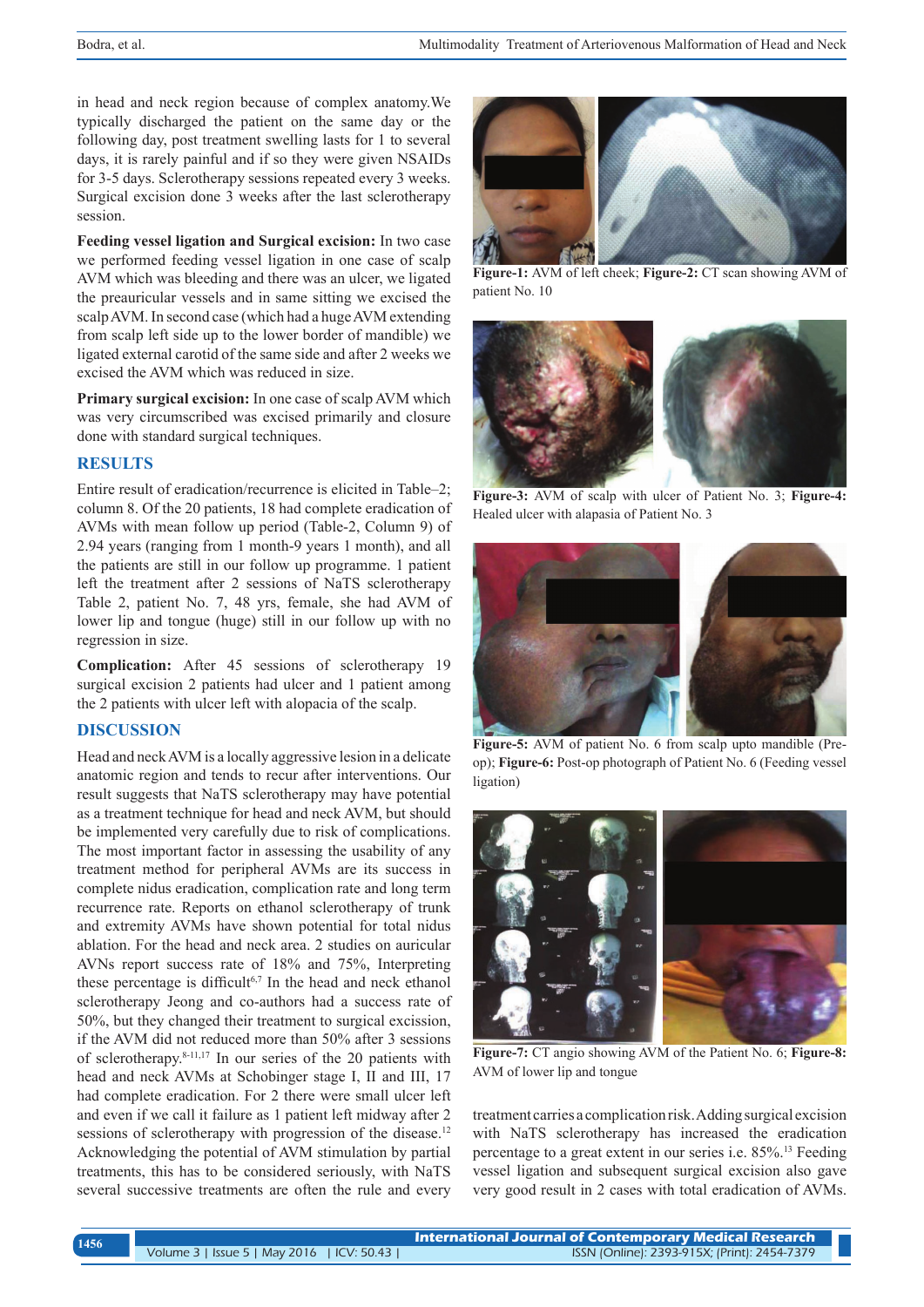in head and neck region because of complex anatomy. We typically discharged the patient on the same day or the following day, post treatment swelling lasts for 1 to several days, it is rarely painful and if so they were given NSAIDs for 3-5 days. Sclerotherapy sessions repeated every 3 weeks. Surgical excision done 3 weeks after the last sclerotherapy session.

**Feeding vessel ligation and Surgical excision:** In two case we performed feeding vessel ligation in one case of scalp AVM which was bleeding and there was an ulcer, we ligated the preauricular vessels and in same sitting we excised the scalp AVM. In second case (which had a huge AVM extending from scalp left side up to the lower border of mandible) we ligated external carotid of the same side and after 2 weeks we excised the AVM which was reduced in size.

**Primary surgical excision:** In one case of scalp AVM which was very circumscribed was excised primarily and closure done with standard surgical techniques.

## RESULTS

Entire result of eradication/recurrence is elicited in Table–2; column 8. Of the 20 patients, 18 had complete eradication of AVMs with mean follow up period (Table-2, Column 9) of 2.94 years (ranging from 1 month-9 years 1 month), and all the patients are still in our follow up programme. 1 patient left the treatment after 2 sessions of NaTS sclerotherapy Table 2, patient No. 7, 48 yrs, female, she had AVM of lower lip and tongue (huge) still in our follow up with no regression in size.

**Complication:** After 45 sessions of sclerotherapy 19 surgical excision 2 patients had ulcer and 1 patient among the 2 patients with ulcer left with alopacia of the scalp.

## DISCUSSION

Head and neck AVM is a locally aggressive lesion in a delicate anatomic region and tends to recur after interventions. Our result suggests that NaTS sclerotherapy may have potential as a treatment technique for head and neck AVM, but should be implemented very carefully due to risk of complications. The most important factor in assessing the usability of any treatment method for peripheral AVMs are its success in complete nidus eradication, complication rate and long term recurrence rate. Reports on ethanol sclerotherapy of trunk and extremity AVMs have shown potential for total nidus ablation. For the head and neck area. 2 studies on auricular AVNs report success rate of 18% and 75%, Interpreting these percentage is difficult[6,7] In the head and neck ethanol sclerotherapy Jeong and co-authors had a success rate of 50%, but they changed their treatment to surgical excision, if the AVM did not reduced more than 50% after 3 sessions of sclerotherapy.[8-11,17] In our series of the 20 patients with head and neck AVMs at Schobinger stage I, II and III, 17 had complete eradication. For 2 there were small ulcer left and even if we call it failure as 1 patient left midway after 2 sessions of sclerotherapy with progression of the disease.[12] Acknowledging the potential of AVM stimulation by partial treatments, this has to be considered seriously, with NaTS several successive treatments are often the rule and every treatment carries a complication risk. Adding surgical excision with NaTS sclerotherapy has increased the eradication percentage to a great extent in our series i.e. 85%.[13] Feeding vessel ligation and subsequent surgical excision also gave very good result in 2 cases with total eradication of AVMs.

**Figure-1:** AVM of left cheek; **Figure-2:** CT scan showing AVM of patient No. 10

**Figure-3:** AVM of scalp with ulcer of Patient No. 3; **Figure-4:** Healed ulcer with alapasia of Patient No. 3

**Figure-5:** AVM of patient No. 6 from scalp upto mandible (Pre-op); **Figure-6:** Post-op photograph of Patient No. 6 (Feeding vessel ligation)

**Figure-7:** CT angio showing AVM of the Patient No. 6; **Figure-8:** AVM of lower lip and tongue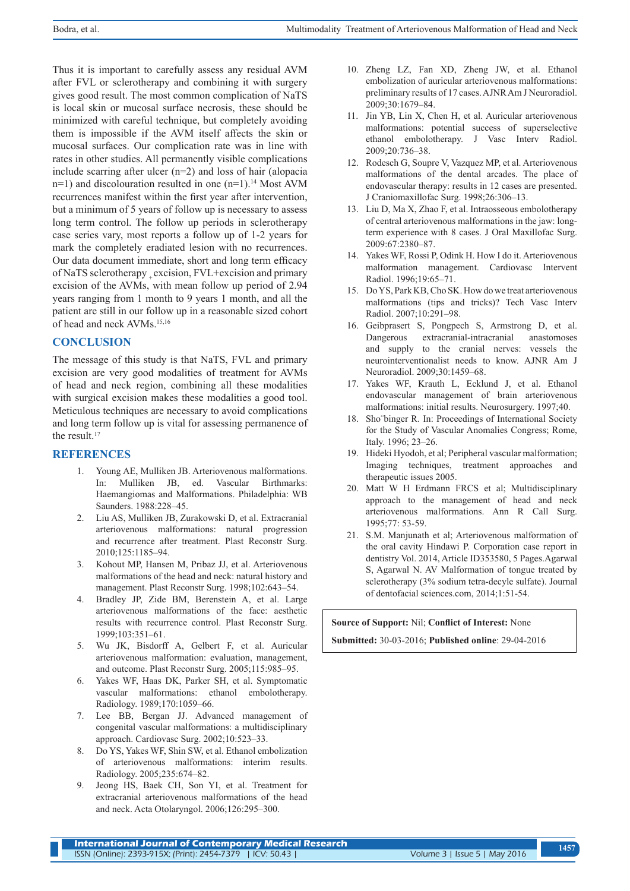Thus it is important to carefully assess any residual AVM after FVL or sclerotherapy and combining it with surgery gives good result. The most common complication of NaTS is local skin or mucosal surface necrosis, these should be minimized with careful technique, but completely avoiding them is impossible if the AVM itself affects the skin or mucosal surfaces. Our complication rate was in line with rates in other studies. All permanently visible complications include scarring after ulcer (n=2) and loss of hair (alopacia n=1) and discolouration resulted in one (n=1).[14] Most AVM recurrences manifest within the first year after intervention, but a minimum of 5 years of follow up is necessary to assess long term control. The follow up periods in sclerotherapy case series vary, most reports a follow up of 1-2 years for mark the completely eradiated lesion with no recurrences. Our data document immediate, short and long term efficacy of NaTS sclerotherapy + excision, FVL+excision and primary excision of the AVMs, with mean follow up period of 2.94 years ranging from 1 month to 9 years 1 month, and all the patient are still in our follow up in a reasonable sized cohort of head and neck AVMs.[15,16]

## CONCLUSION

The message of this study is that NaTS, FVL and primary excision are very good modalities of treatment for AVMs of head and neck region, combining all these modalities with surgical excision makes these modalities a good tool. Meticulous techniques are necessary to avoid complications and long term follow up is vital for assessing permanence of the result.[17]

## REFERENCES

1. Young AE, Mulliken JB. Arteriovenous malformations. In: Mulliken JB, ed. Vascular Birthmarks: Haemangiomas and Malformations. Philadelphia: WB Saunders. 1988:228–45.
2. Liu AS, Mulliken JB, Zurakowski D, et al. Extracranial arteriovenous malformations: natural progression and recurrence after treatment. Plast Reconstr Surg. 2010;125:1185–94.
3. Kohout MP, Hansen M, Pribaz JJ, et al. Arteriovenous malformations of the head and neck: natural history and management. Plast Reconstr Surg. 1998;102:643–54.
4. Bradley JP, Zide BM, Berenstein A, et al. Large arteriovenous malformations of the face: aesthetic results with recurrence control. Plast Reconstr Surg. 1999;103:351–61.
5. Wu JK, Bisdorff A, Gelbert F, et al. Auricular arteriovenous malformation: evaluation, management, and outcome. Plast Reconstr Surg. 2005;115:985–95.
6. Yakes WF, Haas DK, Parker SH, et al. Symptomatic vascular malformations: ethanol embolotherapy. Radiology. 1989;170:1059–66.
7. Lee BB, Bergan JJ. Advanced management of congenital vascular malformations: a multidisciplinary approach. Cardiovasc Surg. 2002;10:523–33.
8. Do YS, Yakes WF, Shin SW, et al. Ethanol embolization of arteriovenous malformations: interim results. Radiology. 2005;235:674–82.
9. Jeong HS, Baek CH, Son YI, et al. Treatment for extracranial arteriovenous malformations of the head and neck. Acta Otolaryngol. 2006;126:295–300.
10. Zheng LZ, Fan XD, Zheng JW, et al. Ethanol embolization of auricular arteriovenous malformations: preliminary results of 17 cases. AJNR Am J Neuroradiol. 2009;30:1679–84.
11. Jin YB, Lin X, Chen H, et al. Auricular arteriovenous malformations: potential success of superselective ethanol embolotherapy. J Vasc Interv Radiol. 2009;20:736–38.
12. Rodesch G, Soupre V, Vazquez MP, et al. Arteriovenous malformations of the dental arcades. The place of endovascular therapy: results in 12 cases are presented. J Craniomaxillofac Surg. 1998;26:306–13.
13. Liu D, Ma X, Zhao F, et al. Intraosseous embolotherapy of central arteriovenous malformations in the jaw: long-term experience with 8 cases. J Oral Maxillofac Surg. 2009:67:2380–87.
14. Yakes WF, Rossi P, Odink H. How I do it. Arteriovenous malformation management. Cardiovasc Intervent Radiol. 1996;19:65–71.
15. Do YS, Park KB, Cho SK. How do we treat arteriovenous malformations (tips and tricks)? Tech Vasc Interv Radiol. 2007;10:291–98.
16. Geibprasert S, Pongpech S, Armstrong D, et al. Dangerous extracranial-intracranial anastomoses and supply to the cranial nerves: vessels the neurointerventionalist needs to know. AJNR Am J Neuroradiol. 2009;30:1459–68.
17. Yakes WF, Krauth L, Ecklund J, et al. Ethanol endovascular management of brain arteriovenous malformations: initial results. Neurosurgery. 1997;40.
18. Sho˝binger R. In: Proceedings of International Society for the Study of Vascular Anomalies Congress; Rome, Italy. 1996; 23–26.
19. Hideki Hyodoh, et al; Peripheral vascular malformation; Imaging techniques, treatment approaches and therapeutic issues 2005.
20. Matt W H Erdmann FRCS et al; Multidisciplinary approach to the management of head and neck arteriovenous malformations. Ann R Call Surg. 1995;77: 53-59.
21. S.M. Manjunath et al; Arteriovenous malformation of the oral cavity Hindawi P. Corporation case report in dentistry Vol. 2014, Article ID353580, 5 Pages.Agarwal S, Agarwal N. AV Malformation of tongue treated by sclerotherapy (3% sodium tetra-decyle sulfate). Journal of dentofacial sciences.com, 2014;1:51-54.

**Source of Support:** Nil; **Conflict of Interest:** None

**Submitted:** 30-03-2016; **Published online**: 29-04-2016